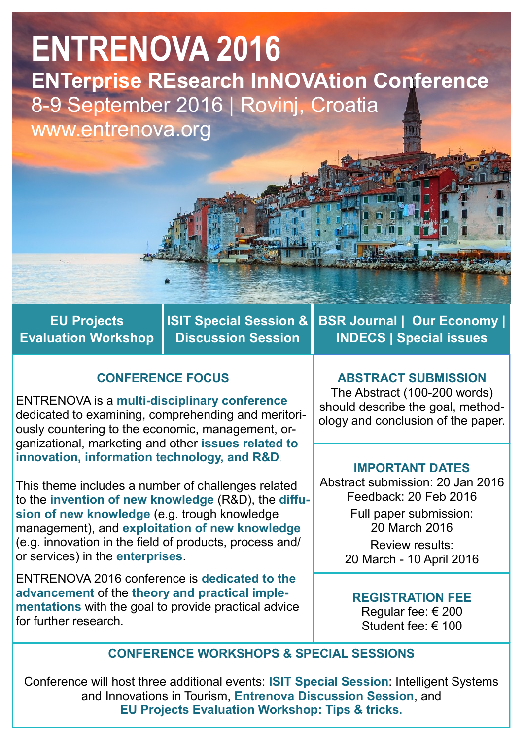# ENTRENOVA 2016

## ENTerprise REsearch InNOVAtion Conference

8-9 September 2016 | Rovinj, Croatia

www.entrenova.org

**EU Projects Evaluation Workshop** | **ISIT Special Session & Discussion Session** | **BSR Journal | Our Economy | INDECS | Special issues**

### CONFERENCE FOCUS

ENTRENOVA is a **multi-disciplinary conference** dedicated to examining, comprehending and meritoriously countering to the economic, management, organizational, marketing and other **issues related to innovation, information technology, and R&D**.

This theme includes a number of challenges related to the **invention of new knowledge** (R&D), the **diffusion of new knowledge** (e.g. trough knowledge management), and **exploitation of new knowledge** (e.g. innovation in the field of products, process and/or services) in the **enterprises**.

ENTRENOVA 2016 conference is **dedicated to the advancement** of the **theory and practical implementations** with the goal to provide practical advice for further research.

### ABSTRACT SUBMISSION

The Abstract (100-200 words) should describe the goal, methodology and conclusion of the paper.

### IMPORTANT DATES

Abstract submission: 20 Jan 2016

Feedback: 20 Feb 2016

Full paper submission: 20 March 2016

Review results: 20 March - 10 April 2016

### REGISTRATION FEE

Regular fee: € 200

Student fee: € 100

### CONFERENCE WORKSHOPS & SPECIAL SESSIONS

Conference will host three additional events: **ISIT Special Session**: Intelligent Systems and Innovations in Tourism, **Entrenova Discussion Session**, and **EU Projects Evaluation Workshop: Tips & tricks.**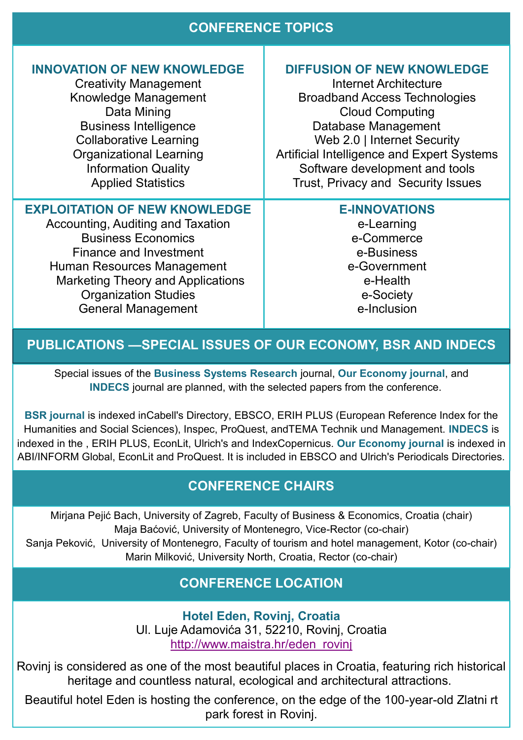## CONFERENCE TOPICS

### INNOVATION OF NEW KNOWLEDGE

Creativity Management
Knowledge Management
Data Mining
Business Intelligence
Collaborative Learning
Organizational Learning
Information Quality
Applied Statistics

### DIFFUSION OF NEW KNOWLEDGE

Internet Architecture
Broadband Access Technologies
Cloud Computing
Database Management
Web 2.0 | Internet Security
Artificial Intelligence and Expert Systems
Software development and tools
Trust, Privacy and Security Issues

### EXPLOITATION OF NEW KNOWLEDGE

Accounting, Auditing and Taxation
Business Economics
Finance and Investment
Human Resources Management
Marketing Theory and Applications
Organization Studies
General Management

### E-INNOVATIONS

e-Learning
e-Commerce
e-Business
e-Government
e-Health
e-Society
e-Inclusion

## PUBLICATIONS —SPECIAL ISSUES OF OUR ECONOMY, BSR AND INDECS

Special issues of the **Business Systems Research** journal, **Our Economy journal**, and **INDECS** journal are planned, with the selected papers from the conference.

**BSR journal** is indexed inCabell's Directory, EBSCO, ERIH PLUS (European Reference Index for the Humanities and Social Sciences), Inspec, ProQuest, andTEMA Technik und Management. **INDECS** is indexed in the , ERIH PLUS, EconLit, Ulrich's and IndexCopernicus. **Our Economy journal** is indexed in ABI/INFORM Global, EconLit and ProQuest. It is included in EBSCO and Ulrich's Periodicals Directories.

## CONFERENCE CHAIRS

Mirjana Pejić Bach, University of Zagreb, Faculty of Business & Economics, Croatia (chair)
Maja Baćović, University of Montenegro, Vice-Rector (co-chair)
Sanja Peković, University of Montenegro, Faculty of tourism and hotel management, Kotor (co-chair)
Marin Milković, University North, Croatia, Rector (co-chair)

## CONFERENCE LOCATION

**Hotel Eden, Rovinj, Croatia**
Ul. Luje Adamovića 31, 52210, Rovinj, Croatia
http://www.maistra.hr/eden_rovinj

Rovinj is considered as one of the most beautiful places in Croatia, featuring rich historical heritage and countless natural, ecological and architectural attractions.

Beautiful hotel Eden is hosting the conference, on the edge of the 100-year-old Zlatni rt park forest in Rovinj.